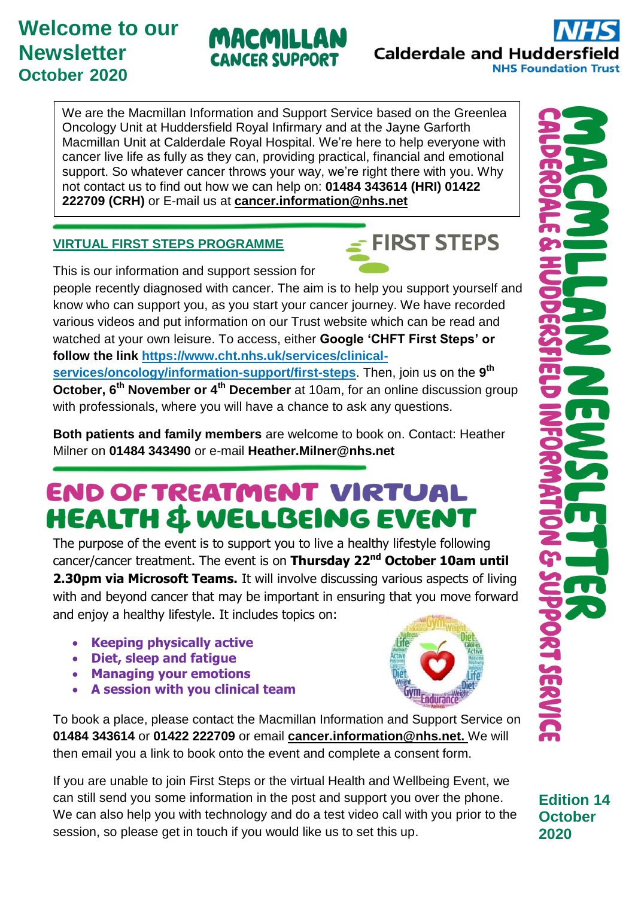# Welcome to our Newsletter October 2020

MACMILLAN CANCER SUPPORT

NHS Calderdale and Huddersfield NHS Foundation Trust

We are the Macmillan Information and Support Service based on the Greenlea Oncology Unit at Huddersfield Royal Infirmary and at the Jayne Garforth Macmillan Unit at Calderdale Royal Hospital. We're here to help everyone with cancer live life as fully as they can, providing practical, financial and emotional support. So whatever cancer throws your way, we're right there with you. Why not contact us to find out how we can help on: **01484 343614 (HRI) 01422 222709 (CRH)** or E-mail us at **cancer.information@nhs.net**

## VIRTUAL FIRST STEPS PROGRAMME

FIRST STEPS

This is our information and support session for people recently diagnosed with cancer. The aim is to help you support yourself and know who can support you, as you start your cancer journey. We have recorded various videos and put information on our Trust website which can be read and watched at your own leisure. To access, either **Google 'CHFT First Steps' or follow the link https://www.cht.nhs.uk/services/clinical-services/oncology/information-support/first-steps**. Then, join us on the **9th October, 6th November or 4th December** at 10am, for an online discussion group with professionals, where you will have a chance to ask any questions.

**Both patients and family members** are welcome to book on. Contact: Heather Milner on **01484 343490** or e-mail **Heather.Milner@nhs.net**

## END OF TREATMENT VIRTUAL HEALTH & WELLBEING EVENT

The purpose of the event is to support you to live a healthy lifestyle following cancer/cancer treatment. The event is on **Thursday 22nd October 10am until 2.30pm via Microsoft Teams.** It will involve discussing various aspects of living with and beyond cancer that may be important in ensuring that you move forward and enjoy a healthy lifestyle. It includes topics on:

- **Keeping physically active**
- **Diet, sleep and fatigue**
- **Managing your emotions**
- **A session with you clinical team**

To book a place, please contact the Macmillan Information and Support Service on **01484 343614** or **01422 222709** or email **cancer.information@nhs.net.** We will then email you a link to book onto the event and complete a consent form.

If you are unable to join First Steps or the virtual Health and Wellbeing Event, we can still send you some information in the post and support you over the phone. We can also help you with technology and do a test video call with you prior to the session, so please get in touch if you would like us to set this up.

MACMILLAN NEWSLETTER
CALDERDALE & HUDDERSFIELD INFORMATION & SUPPORT SERVICE

**Edition 14 October 2020**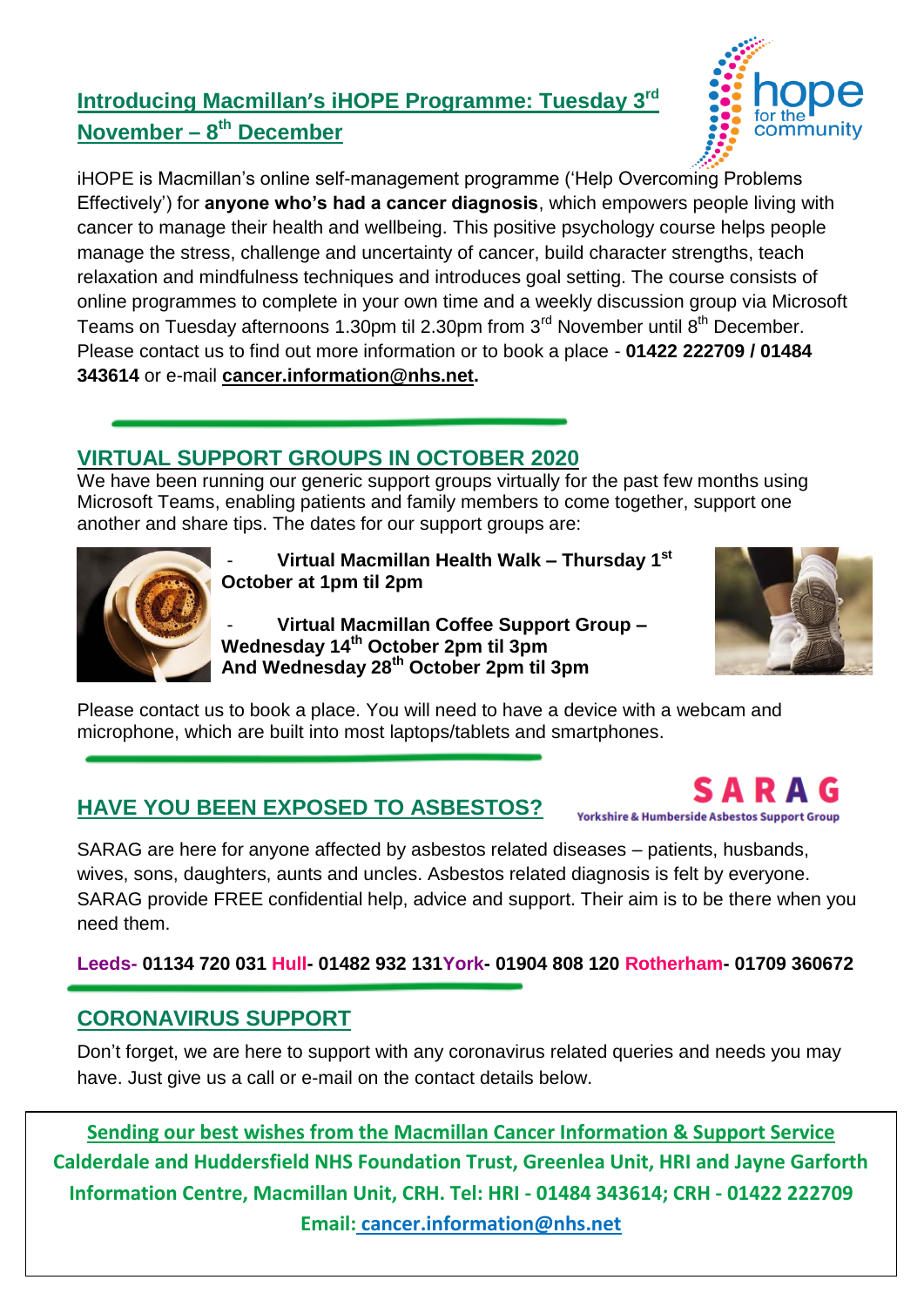## Introducing Macmillan's iHOPE Programme: Tuesday 3rd November – 8th December

iHOPE is Macmillan's online self-management programme ('Help Overcoming Problems Effectively') for **anyone who's had a cancer diagnosis**, which empowers people living with cancer to manage their health and wellbeing. This positive psychology course helps people manage the stress, challenge and uncertainty of cancer, build character strengths, teach relaxation and mindfulness techniques and introduces goal setting. The course consists of online programmes to complete in your own time and a weekly discussion group via Microsoft Teams on Tuesday afternoons 1.30pm til 2.30pm from 3rd November until 8th December. Please contact us to find out more information or to book a place - **01422 222709 / 01484 343614** or e-mail **cancer.information@nhs.net.**

## VIRTUAL SUPPORT GROUPS IN OCTOBER 2020

We have been running our generic support groups virtually for the past few months using Microsoft Teams, enabling patients and family members to come together, support one another and share tips. The dates for our support groups are:

- **Virtual Macmillan Health Walk – Thursday 1st October at 1pm til 2pm**
- **Virtual Macmillan Coffee Support Group – Wednesday 14th October 2pm til 3pm And Wednesday 28th October 2pm til 3pm**

Please contact us to book a place. You will need to have a device with a webcam and microphone, which are built into most laptops/tablets and smartphones.

## HAVE YOU BEEN EXPOSED TO ASBESTOS?

SARAG

Yorkshire & Humberside Asbestos Support Group

SARAG are here for anyone affected by asbestos related diseases – patients, husbands, wives, sons, daughters, aunts and uncles. Asbestos related diagnosis is felt by everyone. SARAG provide FREE confidential help, advice and support. Their aim is to be there when you need them.

**Leeds- 01134 720 031 Hull- 01482 932 131 York- 01904 808 120 Rotherham- 01709 360672**

## CORONAVIRUS SUPPORT

Don't forget, we are here to support with any coronavirus related queries and needs you may have. Just give us a call or e-mail on the contact details below.

**Sending our best wishes from the Macmillan Cancer Information & Support Service Calderdale and Huddersfield NHS Foundation Trust, Greenlea Unit, HRI and Jayne Garforth Information Centre, Macmillan Unit, CRH. Tel: HRI - 01484 343614; CRH - 01422 222709 Email: cancer.information@nhs.net**